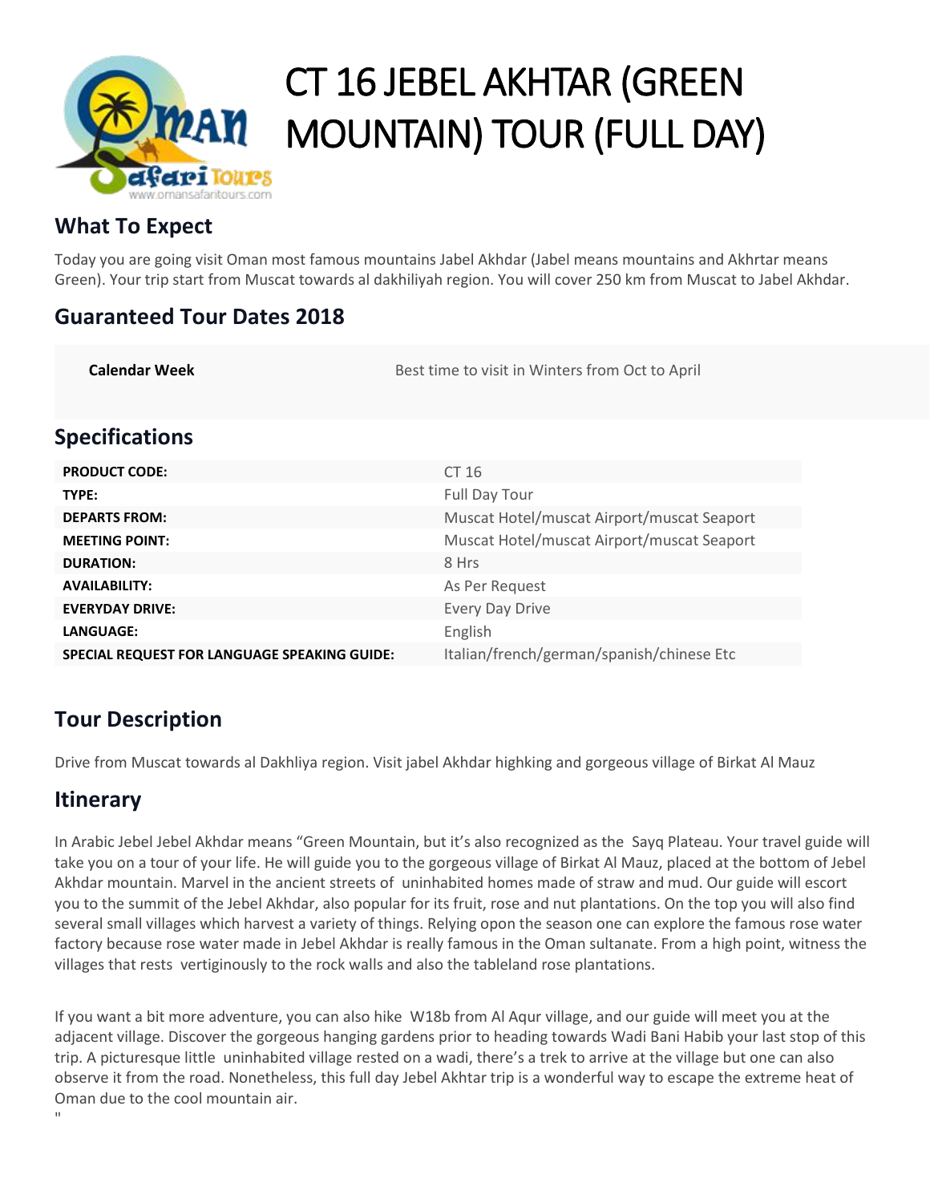# CT 16 JEBEL AKHTAR (GREEN MOUNTAIN) TOUR (FULL DAY)

## What To Expect

Today you are going visit Oman most famous mountains Jabel Akhdar (Jabel means mountains and Akhrtar means Green). Your trip start from Muscat towards al dakhiliyah region. You will cover 250 km from Muscat to Jabel Akhdar.

## Guaranteed Tour Dates 2018

| | |
|---|---|
| **Calendar Week** | Best time to visit in Winters from Oct to April |

## Specifications

| | |
|---|---|
| **PRODUCT CODE:** | CT 16 |
| **TYPE:** | Full Day Tour |
| **DEPARTS FROM:** | Muscat Hotel/muscat Airport/muscat Seaport |
| **MEETING POINT:** | Muscat Hotel/muscat Airport/muscat Seaport |
| **DURATION:** | 8 Hrs |
| **AVAILABILITY:** | As Per Request |
| **EVERYDAY DRIVE:** | Every Day Drive |
| **LANGUAGE:** | English |
| **SPECIAL REQUEST FOR LANGUAGE SPEAKING GUIDE:** | Italian/french/german/spanish/chinese Etc |

## Tour Description

Drive from Muscat towards al Dakhliya region. Visit jabel Akhdar highking and gorgeous village of Birkat Al Mauz

## Itinerary

In Arabic Jebel Jebel Akhdar means "Green Mountain, but it's also recognized as the Sayq Plateau. Your travel guide will take you on a tour of your life. He will guide you to the gorgeous village of Birkat Al Mauz, placed at the bottom of Jebel Akhdar mountain. Marvel in the ancient streets of uninhabited homes made of straw and mud. Our guide will escort you to the summit of the Jebel Akhdar, also popular for its fruit, rose and nut plantations. On the top you will also find several small villages which harvest a variety of things. Relying opon the season one can explore the famous rose water factory because rose water made in Jebel Akhdar is really famous in the Oman sultanate. From a high point, witness the villages that rests vertiginously to the rock walls and also the tableland rose plantations.

If you want a bit more adventure, you can also hike W18b from Al Aqur village, and our guide will meet you at the adjacent village. Discover the gorgeous hanging gardens prior to heading towards Wadi Bani Habib your last stop of this trip. A picturesque little uninhabited village rested on a wadi, there's a trek to arrive at the village but one can also observe it from the road. Nonetheless, this full day Jebel Akhtar trip is a wonderful way to escape the extreme heat of Oman due to the cool mountain air.

"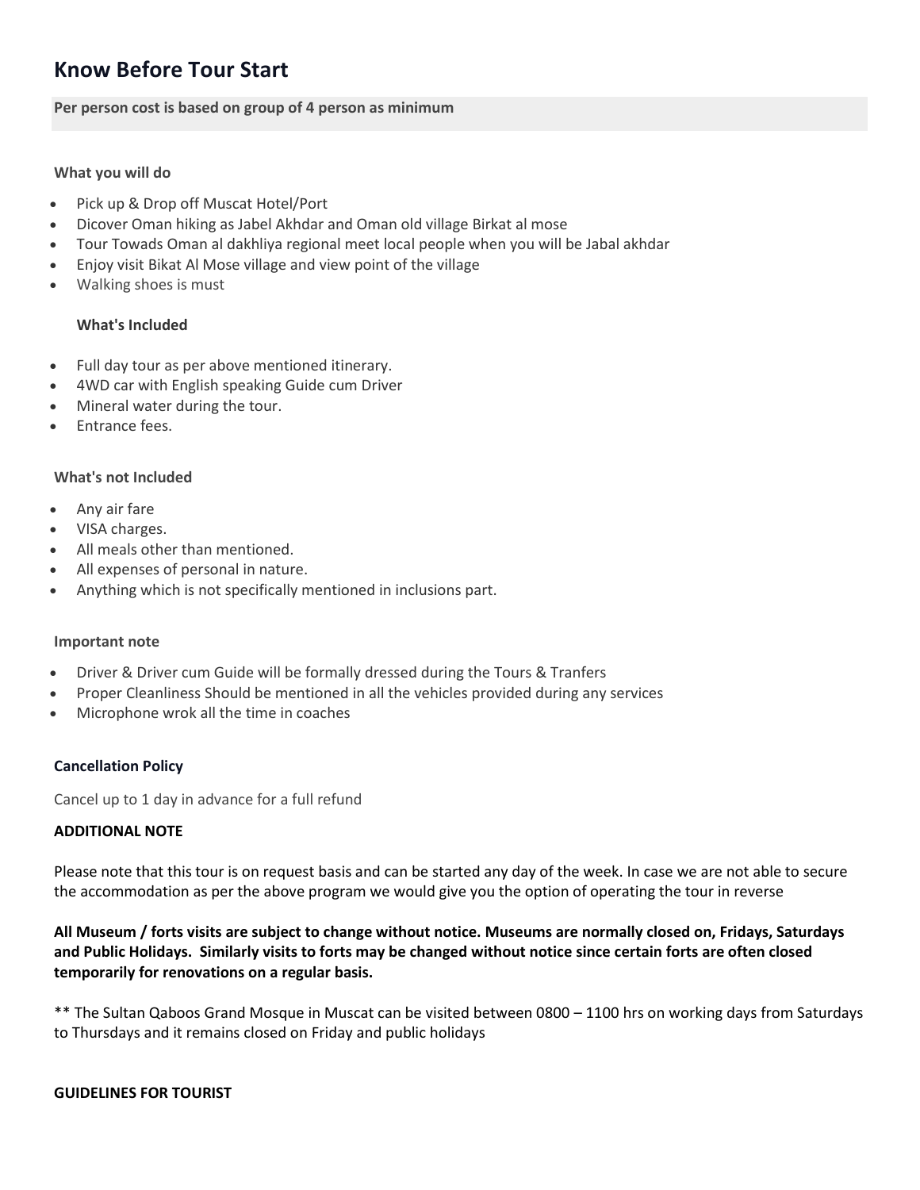# Know Before Tour Start

**Per person cost is based on group of 4 person as minimum**

**What you will do**

- Pick up & Drop off Muscat Hotel/Port
- Dicover Oman hiking as Jabel Akhdar and Oman old village Birkat al mose
- Tour Towads Oman al dakhliya regional meet local people when you will be Jabal akhdar
- Enjoy visit Bikat Al Mose village and view point of the village
- Walking shoes is must

**What's Included**

- Full day tour as per above mentioned itinerary.
- 4WD car with English speaking Guide cum Driver
- Mineral water during the tour.
- Entrance fees.

**What's not Included**

- Any air fare
- VISA charges.
- All meals other than mentioned.
- All expenses of personal in nature.
- Anything which is not specifically mentioned in inclusions part.

**Important note**

- Driver & Driver cum Guide will be formally dressed during the Tours & Tranfers
- Proper Cleanliness Should be mentioned in all the vehicles provided during any services
- Microphone wrok all the time in coaches

**Cancellation Policy**

Cancel up to 1 day in advance for a full refund

**ADDITIONAL NOTE**

Please note that this tour is on request basis and can be started any day of the week. In case we are not able to secure the accommodation as per the above program we would give you the option of operating the tour in reverse

**All Museum / forts visits are subject to change without notice. Museums are normally closed on, Fridays, Saturdays and Public Holidays. Similarly visits to forts may be changed without notice since certain forts are often closed temporarily for renovations on a regular basis.**

** The Sultan Qaboos Grand Mosque in Muscat can be visited between 0800 – 1100 hrs on working days from Saturdays to Thursdays and it remains closed on Friday and public holidays

**GUIDELINES FOR TOURIST**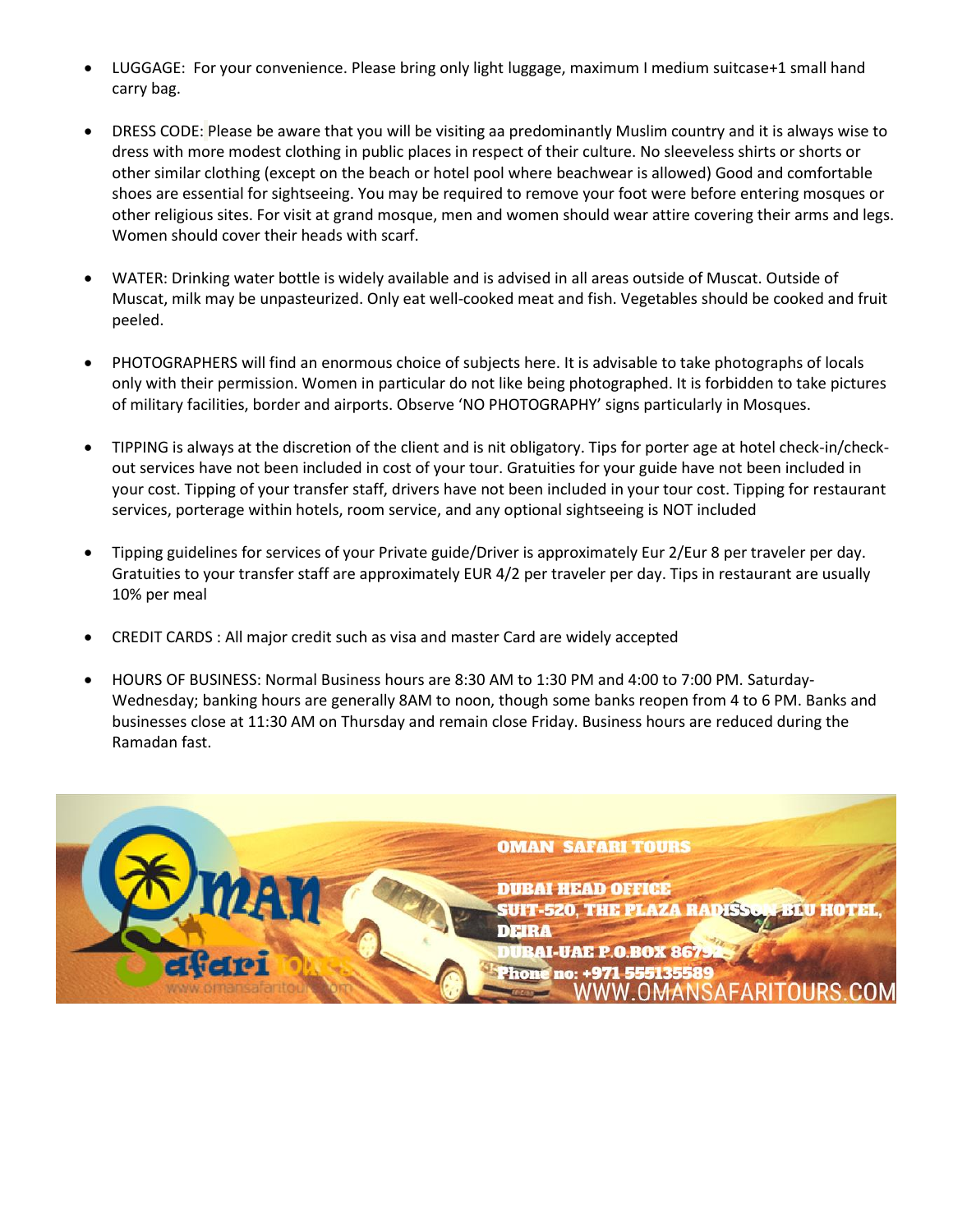- LUGGAGE: For your convenience. Please bring only light luggage, maximum I medium suitcase+1 small hand carry bag.

- DRESS CODE: Please be aware that you will be visiting aa predominantly Muslim country and it is always wise to dress with more modest clothing in public places in respect of their culture. No sleeveless shirts or shorts or other similar clothing (except on the beach or hotel pool where beachwear is allowed) Good and comfortable shoes are essential for sightseeing. You may be required to remove your foot were before entering mosques or other religious sites. For visit at grand mosque, men and women should wear attire covering their arms and legs. Women should cover their heads with scarf.

- WATER: Drinking water bottle is widely available and is advised in all areas outside of Muscat. Outside of Muscat, milk may be unpasteurized. Only eat well-cooked meat and fish. Vegetables should be cooked and fruit peeled.

- PHOTOGRAPHERS will find an enormous choice of subjects here. It is advisable to take photographs of locals only with their permission. Women in particular do not like being photographed. It is forbidden to take pictures of military facilities, border and airports. Observe 'NO PHOTOGRAPHY' signs particularly in Mosques.

- TIPPING is always at the discretion of the client and is nit obligatory. Tips for porter age at hotel check-in/check-out services have not been included in cost of your tour. Gratuities for your guide have not been included in your cost. Tipping of your transfer staff, drivers have not been included in your tour cost. Tipping for restaurant services, porterage within hotels, room service, and any optional sightseeing is NOT included

- Tipping guidelines for services of your Private guide/Driver is approximately Eur 2/Eur 8 per traveler per day. Gratuities to your transfer staff are approximately EUR 4/2 per traveler per day. Tips in restaurant are usually 10% per meal

- CREDIT CARDS : All major credit such as visa and master Card are widely accepted

- HOURS OF BUSINESS: Normal Business hours are 8:30 AM to 1:30 PM and 4:00 to 7:00 PM. Saturday-Wednesday; banking hours are generally 8AM to noon, though some banks reopen from 4 to 6 PM. Banks and businesses close at 11:30 AM on Thursday and remain close Friday. Business hours are reduced during the Ramadan fast.

OMAN SAFARI TOURS

DUBAI HEAD OFFICE
SUIT-520, THE PLAZA RADISSON BLU HOTEL, DEIRA
DUBAI-UAE P.O.BOX 86792
Phone no: +971 555135589
WWW.OMANSAFARITOURS.COM